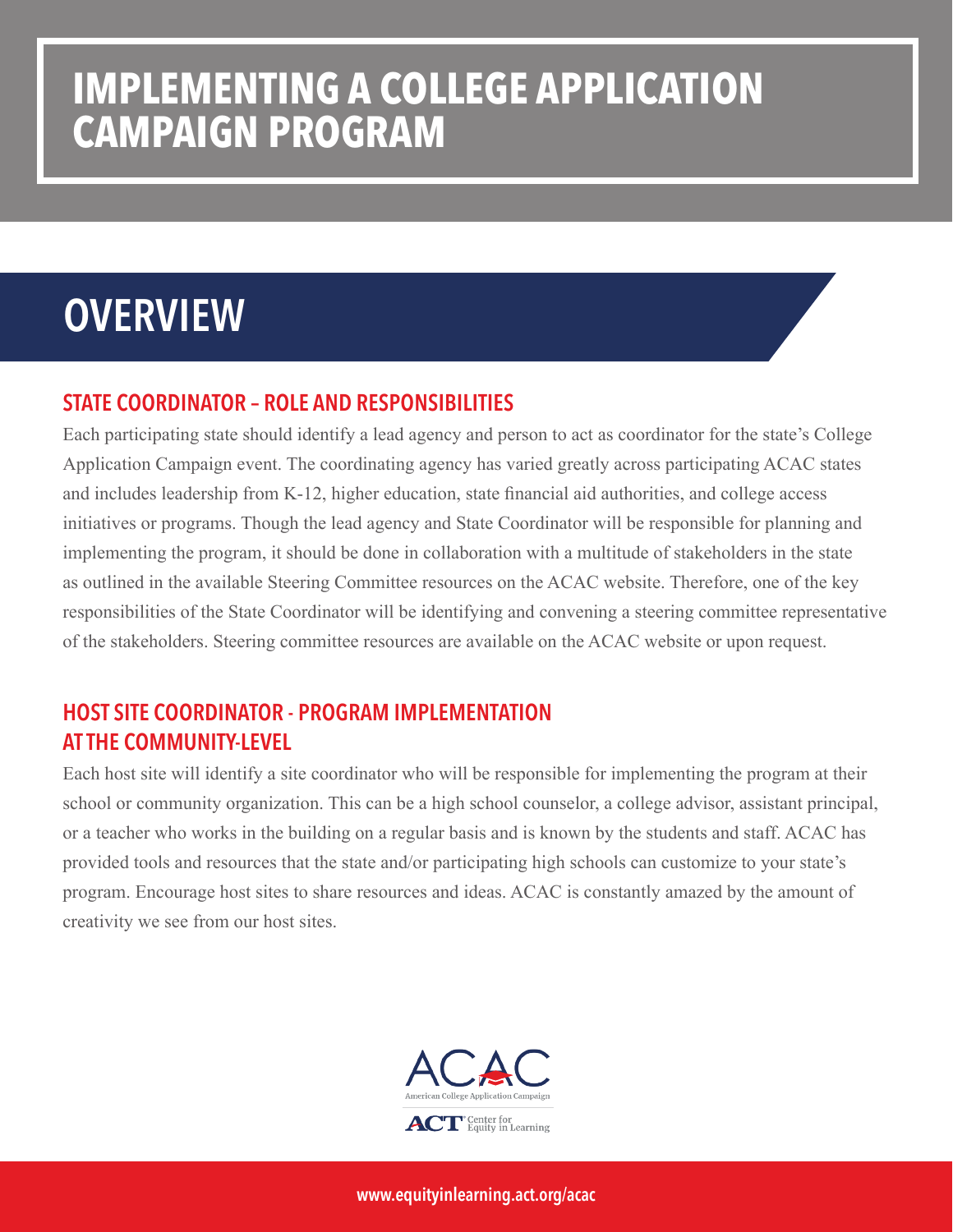# IMPLEMENTING A COLLEGE APPLICATION CAMPAIGN PROGRAM

## OVERVIEW

### STATE COORDINATOR – ROLE AND RESPONSIBILITIES

Each participating state should identify a lead agency and person to act as coordinator for the state's College Application Campaign event. The coordinating agency has varied greatly across participating ACAC states and includes leadership from K-12, higher education, state financial aid authorities, and college access initiatives or programs. Though the lead agency and State Coordinator will be responsible for planning and implementing the program, it should be done in collaboration with a multitude of stakeholders in the state as outlined in the available Steering Committee resources on the ACAC website. Therefore, one of the key responsibilities of the State Coordinator will be identifying and convening a steering committee representative of the stakeholders. Steering committee resources are available on the ACAC website or upon request.

### HOST SITE COORDINATOR - PROGRAM IMPLEMENTATION AT THE COMMUNITY-LEVEL

Each host site will identify a site coordinator who will be responsible for implementing the program at their school or community organization. This can be a high school counselor, a college advisor, assistant principal, or a teacher who works in the building on a regular basis and is known by the students and staff. ACAC has provided tools and resources that the state and/or participating high schools can customize to your state's program. Encourage host sites to share resources and ideas. ACAC is constantly amazed by the amount of creativity we see from our host sites.

ACAC
American College Application Campaign

ACT Center for Equity in Learning

www.equityinlearning.act.org/acac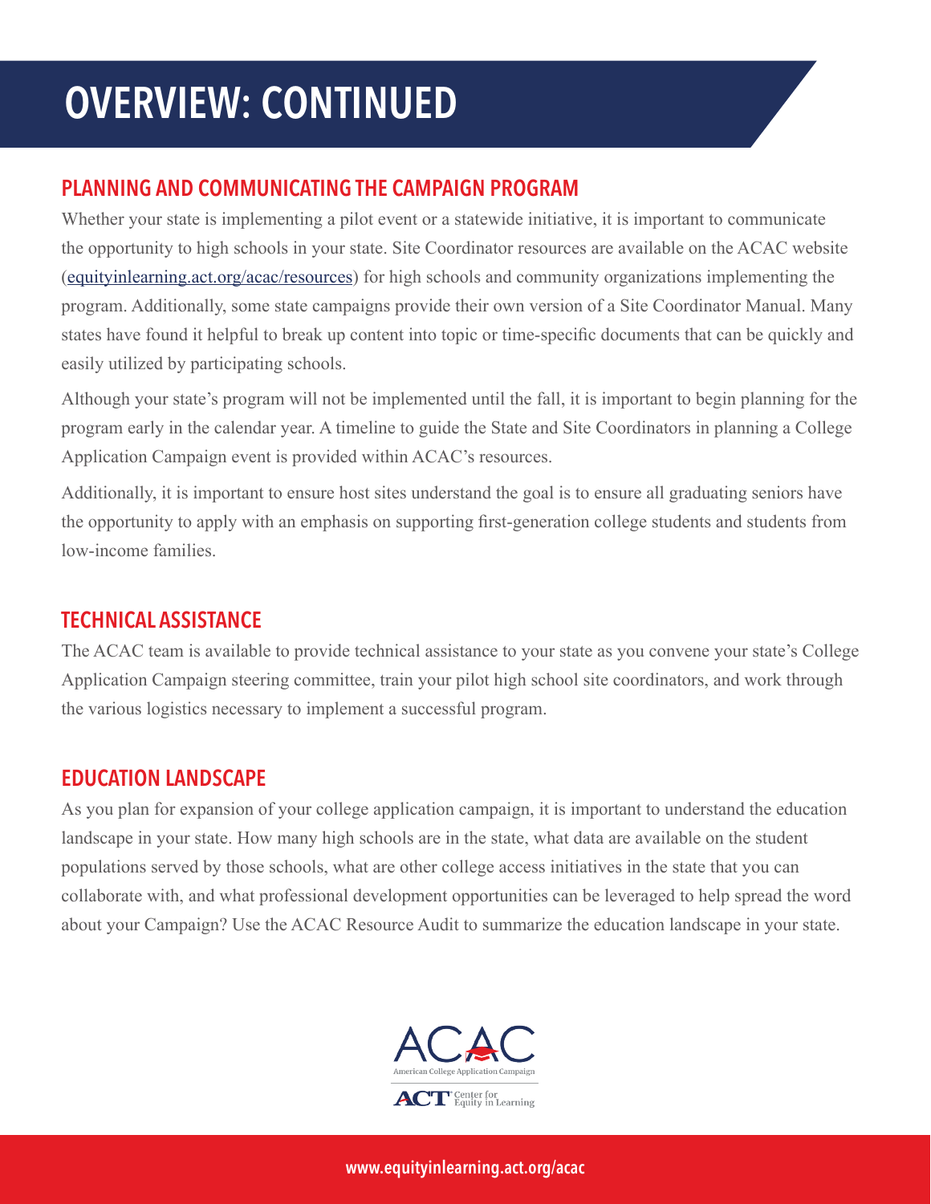# OVERVIEW: CONTINUED

## PLANNING AND COMMUNICATING THE CAMPAIGN PROGRAM

Whether your state is implementing a pilot event or a statewide initiative, it is important to communicate the opportunity to high schools in your state. Site Coordinator resources are available on the ACAC website (equityinlearning.act.org/acac/resources) for high schools and community organizations implementing the program. Additionally, some state campaigns provide their own version of a Site Coordinator Manual. Many states have found it helpful to break up content into topic or time-specific documents that can be quickly and easily utilized by participating schools.

Although your state's program will not be implemented until the fall, it is important to begin planning for the program early in the calendar year. A timeline to guide the State and Site Coordinators in planning a College Application Campaign event is provided within ACAC's resources.

Additionally, it is important to ensure host sites understand the goal is to ensure all graduating seniors have the opportunity to apply with an emphasis on supporting first-generation college students and students from low-income families.

## TECHNICAL ASSISTANCE

The ACAC team is available to provide technical assistance to your state as you convene your state's College Application Campaign steering committee, train your pilot high school site coordinators, and work through the various logistics necessary to implement a successful program.

## EDUCATION LANDSCAPE

As you plan for expansion of your college application campaign, it is important to understand the education landscape in your state. How many high schools are in the state, what data are available on the student populations served by those schools, what are other college access initiatives in the state that you can collaborate with, and what professional development opportunities can be leveraged to help spread the word about your Campaign? Use the ACAC Resource Audit to summarize the education landscape in your state.

ACAC
American College Application Campaign

ACT Center for Equity in Learning

www.equityinlearning.act.org/acac